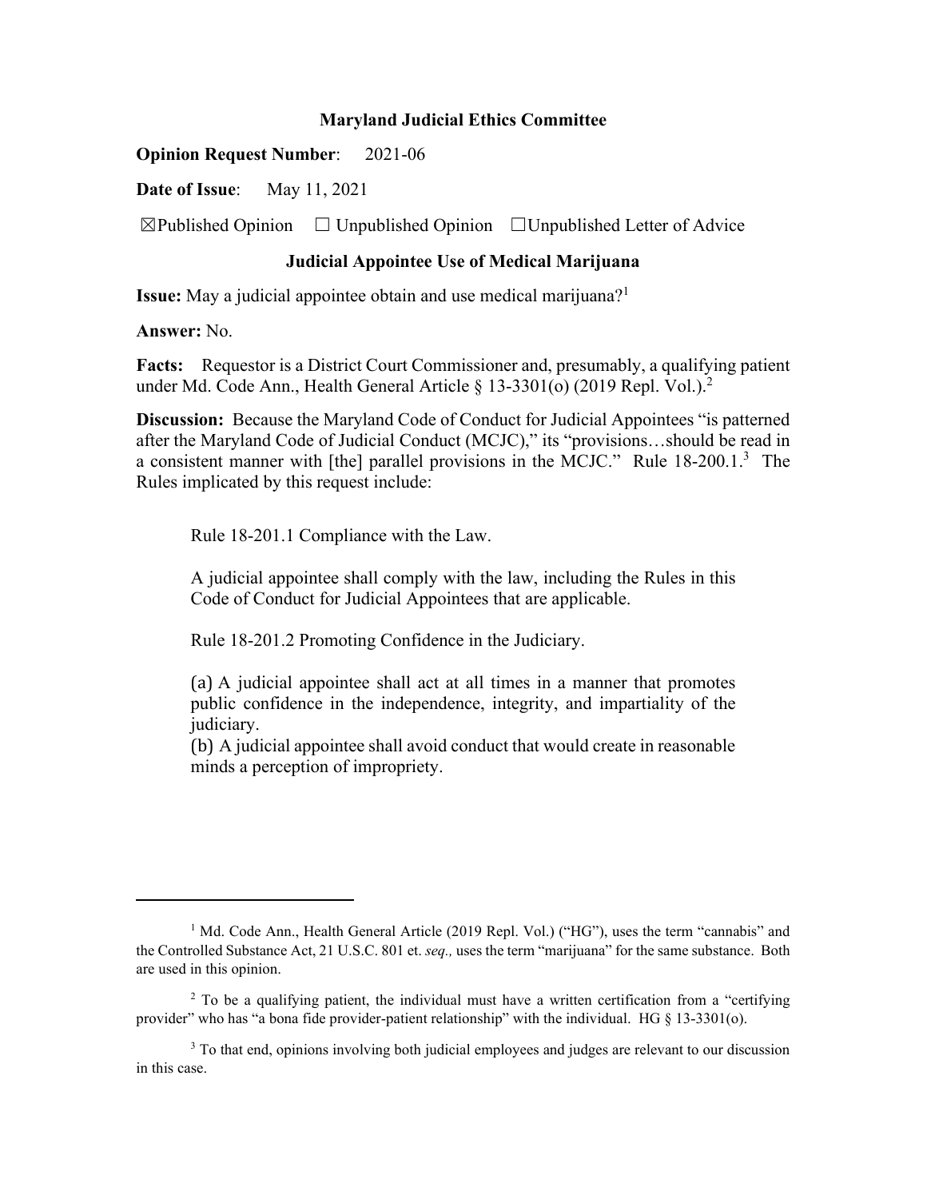**Maryland Judicial Ethics Committee**

**Opinion Request Number**: 2021-06

**Date of Issue**: May 11, 2021

☒Published Opinion ☐ Unpublished Opinion ☐Unpublished Letter of Advice

**Judicial Appointee Use of Medical Marijuana**

**Issue:** May a judicial appointee obtain and use medical marijuana?[1]

**Answer:** No.

**Facts:** Requestor is a District Court Commissioner and, presumably, a qualifying patient under Md. Code Ann., Health General Article § 13-3301(o) (2019 Repl. Vol.).[2]

**Discussion:** Because the Maryland Code of Conduct for Judicial Appointees "is patterned after the Maryland Code of Judicial Conduct (MCJC)," its "provisions…should be read in a consistent manner with [the] parallel provisions in the MCJC." Rule 18-200.1.[3] The Rules implicated by this request include:

> Rule 18-201.1 Compliance with the Law.
>
> A judicial appointee shall comply with the law, including the Rules in this Code of Conduct for Judicial Appointees that are applicable.
>
> Rule 18-201.2 Promoting Confidence in the Judiciary.
>
> (a) A judicial appointee shall act at all times in a manner that promotes public confidence in the independence, integrity, and impartiality of the judiciary.
> (b) A judicial appointee shall avoid conduct that would create in reasonable minds a perception of impropriety.

---

[1] Md. Code Ann., Health General Article (2019 Repl. Vol.) ("HG"), uses the term "cannabis" and the Controlled Substance Act, 21 U.S.C. 801 et. *seq.,* uses the term "marijuana" for the same substance. Both are used in this opinion.

[2] To be a qualifying patient, the individual must have a written certification from a "certifying provider" who has "a bona fide provider-patient relationship" with the individual. HG § 13-3301(o).

[3] To that end, opinions involving both judicial employees and judges are relevant to our discussion in this case.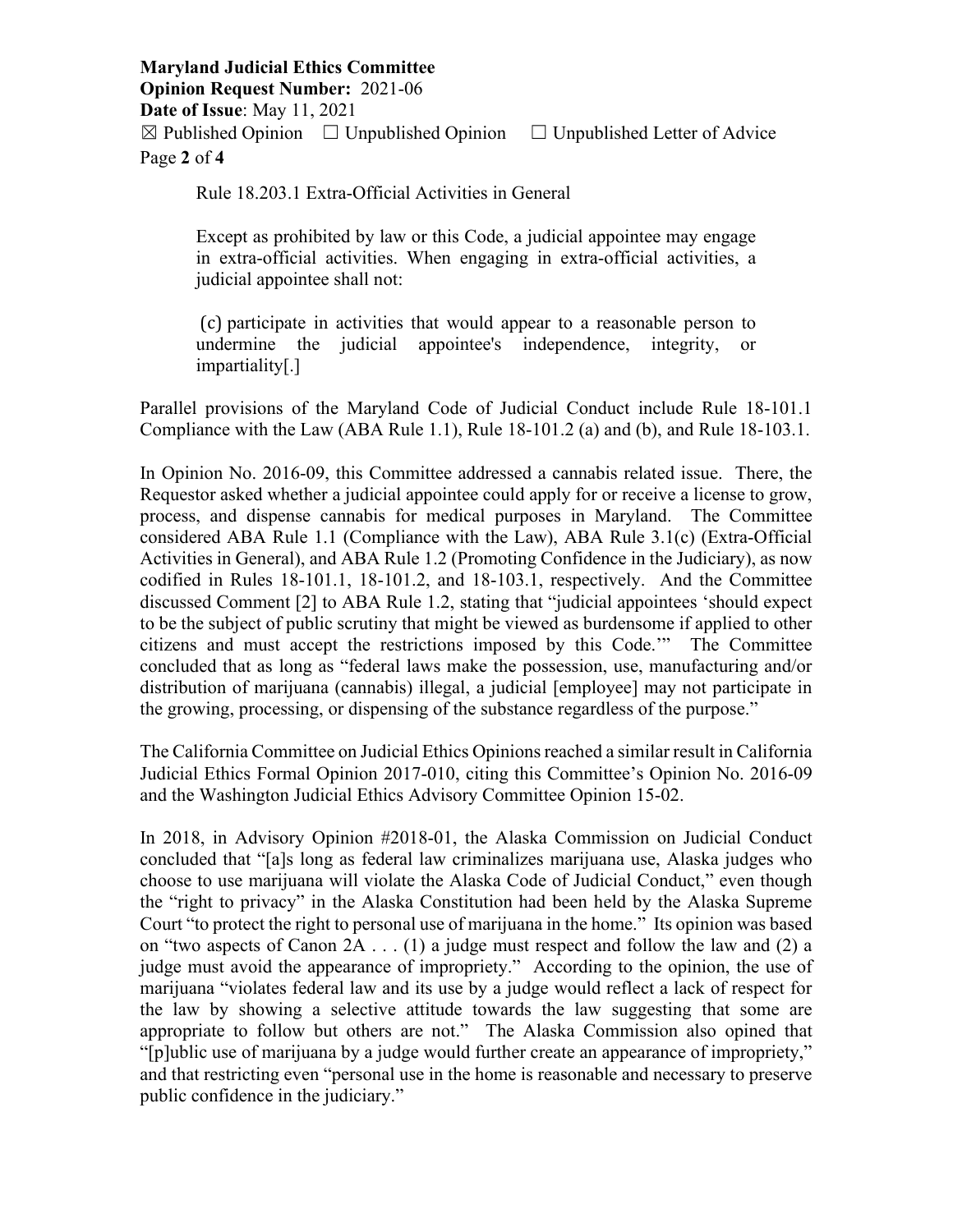> Rule 18.203.1 Extra-Official Activities in General
>
> Except as prohibited by law or this Code, a judicial appointee may engage in extra-official activities. When engaging in extra-official activities, a judicial appointee shall not:
>
> (c) participate in activities that would appear to a reasonable person to undermine the judicial appointee's independence, integrity, or impartiality[.]

Parallel provisions of the Maryland Code of Judicial Conduct include Rule 18-101.1 Compliance with the Law (ABA Rule 1.1), Rule 18-101.2 (a) and (b), and Rule 18-103.1.

In Opinion No. 2016-09, this Committee addressed a cannabis related issue. There, the Requestor asked whether a judicial appointee could apply for or receive a license to grow, process, and dispense cannabis for medical purposes in Maryland. The Committee considered ABA Rule 1.1 (Compliance with the Law), ABA Rule 3.1(c) (Extra-Official Activities in General), and ABA Rule 1.2 (Promoting Confidence in the Judiciary), as now codified in Rules 18-101.1, 18-101.2, and 18-103.1, respectively. And the Committee discussed Comment [2] to ABA Rule 1.2, stating that "judicial appointees 'should expect to be the subject of public scrutiny that might be viewed as burdensome if applied to other citizens and must accept the restrictions imposed by this Code.'" The Committee concluded that as long as "federal laws make the possession, use, manufacturing and/or distribution of marijuana (cannabis) illegal, a judicial [employee] may not participate in the growing, processing, or dispensing of the substance regardless of the purpose."

The California Committee on Judicial Ethics Opinions reached a similar result in California Judicial Ethics Formal Opinion 2017-010, citing this Committee's Opinion No. 2016-09 and the Washington Judicial Ethics Advisory Committee Opinion 15-02.

In 2018, in Advisory Opinion #2018-01, the Alaska Commission on Judicial Conduct concluded that "[a]s long as federal law criminalizes marijuana use, Alaska judges who choose to use marijuana will violate the Alaska Code of Judicial Conduct," even though the "right to privacy" in the Alaska Constitution had been held by the Alaska Supreme Court "to protect the right to personal use of marijuana in the home." Its opinion was based on "two aspects of Canon 2A . . . (1) a judge must respect and follow the law and (2) a judge must avoid the appearance of impropriety." According to the opinion, the use of marijuana "violates federal law and its use by a judge would reflect a lack of respect for the law by showing a selective attitude towards the law suggesting that some are appropriate to follow but others are not." The Alaska Commission also opined that "[p]ublic use of marijuana by a judge would further create an appearance of impropriety," and that restricting even "personal use in the home is reasonable and necessary to preserve public confidence in the judiciary."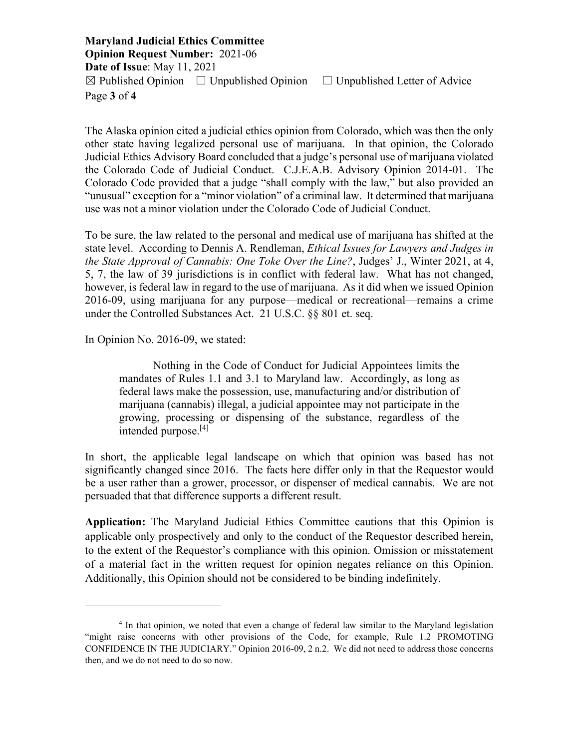The Alaska opinion cited a judicial ethics opinion from Colorado, which was then the only other state having legalized personal use of marijuana. In that opinion, the Colorado Judicial Ethics Advisory Board concluded that a judge's personal use of marijuana violated the Colorado Code of Judicial Conduct. C.J.E.A.B. Advisory Opinion 2014-01. The Colorado Code provided that a judge "shall comply with the law," but also provided an "unusual" exception for a "minor violation" of a criminal law. It determined that marijuana use was not a minor violation under the Colorado Code of Judicial Conduct.

To be sure, the law related to the personal and medical use of marijuana has shifted at the state level. According to Dennis A. Rendleman, *Ethical Issues for Lawyers and Judges in the State Approval of Cannabis: One Toke Over the Line?*, Judges' J., Winter 2021, at 4, 5, 7, the law of 39 jurisdictions is in conflict with federal law. What has not changed, however, is federal law in regard to the use of marijuana. As it did when we issued Opinion 2016-09, using marijuana for any purpose—medical or recreational—remains a crime under the Controlled Substances Act. 21 U.S.C. §§ 801 et. seq.

In Opinion No. 2016-09, we stated:

> Nothing in the Code of Conduct for Judicial Appointees limits the mandates of Rules 1.1 and 3.1 to Maryland law. Accordingly, as long as federal laws make the possession, use, manufacturing and/or distribution of marijuana (cannabis) illegal, a judicial appointee may not participate in the growing, processing or dispensing of the substance, regardless of the intended purpose.[4]

In short, the applicable legal landscape on which that opinion was based has not significantly changed since 2016. The facts here differ only in that the Requestor would be a user rather than a grower, processor, or dispenser of medical cannabis. We are not persuaded that that difference supports a different result.

**Application:** The Maryland Judicial Ethics Committee cautions that this Opinion is applicable only prospectively and only to the conduct of the Requestor described herein, to the extent of the Requestor's compliance with this opinion. Omission or misstatement of a material fact in the written request for opinion negates reliance on this Opinion. Additionally, this Opinion should not be considered to be binding indefinitely.

---

[4] In that opinion, we noted that even a change of federal law similar to the Maryland legislation "might raise concerns with other provisions of the Code, for example, Rule 1.2 PROMOTING CONFIDENCE IN THE JUDICIARY." Opinion 2016-09, 2 n.2. We did not need to address those concerns then, and we do not need to do so now.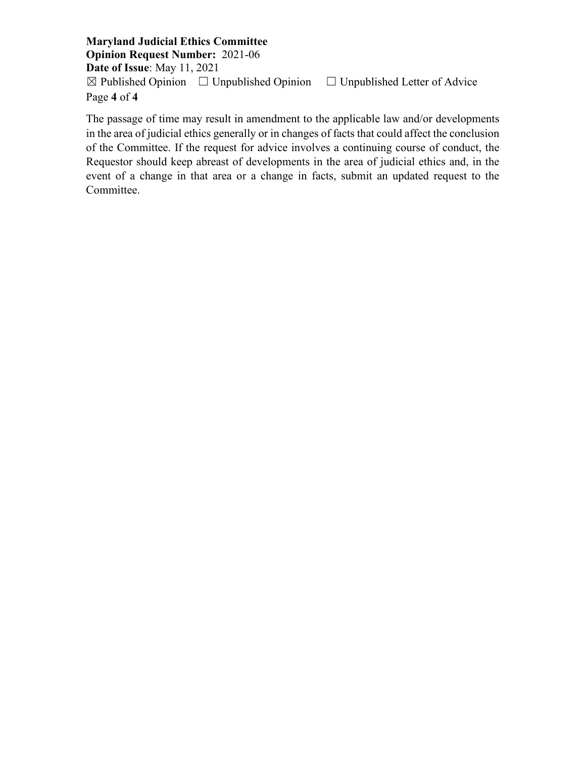The passage of time may result in amendment to the applicable law and/or developments in the area of judicial ethics generally or in changes of facts that could affect the conclusion of the Committee. If the request for advice involves a continuing course of conduct, the Requestor should keep abreast of developments in the area of judicial ethics and, in the event of a change in that area or a change in facts, submit an updated request to the Committee.